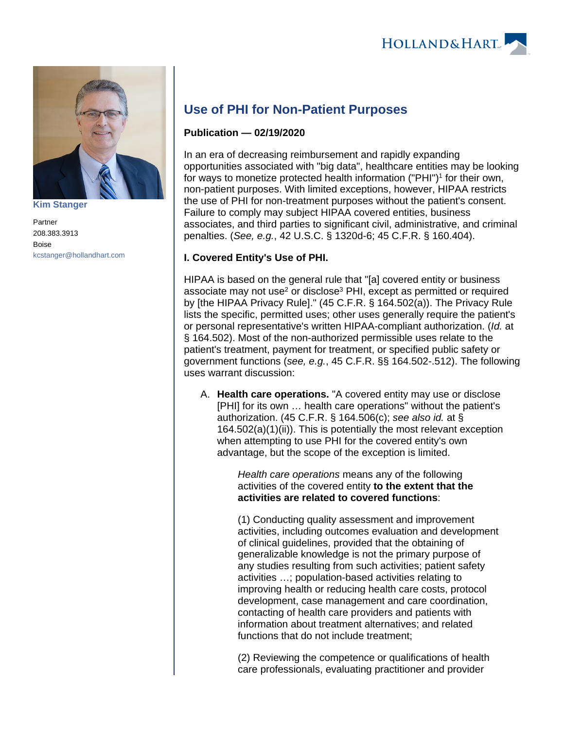Kim Stanger

Partner
208.383.3913
Boise
kcstanger@hollandhart.com

# Use of PHI for Non-Patient Purposes

**Publication — 02/19/2020**

In an era of decreasing reimbursement and rapidly expanding opportunities associated with "big data", healthcare entities may be looking for ways to monetize protected health information ("PHI")[1] for their own, non-patient purposes. With limited exceptions, however, HIPAA restricts the use of PHI for non-treatment purposes without the patient's consent. Failure to comply may subject HIPAA covered entities, business associates, and third parties to significant civil, administrative, and criminal penalties. (*See, e.g.*, 42 U.S.C. § 1320d-6; 45 C.F.R. § 160.404).

## I. Covered Entity's Use of PHI.

HIPAA is based on the general rule that "[a] covered entity or business associate may not use[2] or disclose[3] PHI, except as permitted or required by [the HIPAA Privacy Rule]." (45 C.F.R. § 164.502(a)). The Privacy Rule lists the specific, permitted uses; other uses generally require the patient's or personal representative's written HIPAA-compliant authorization. (*Id.* at § 164.502). Most of the non-authorized permissible uses relate to the patient's treatment, payment for treatment, or specified public safety or government functions (*see, e.g.*, 45 C.F.R. §§ 164.502-.512). The following uses warrant discussion:

A. **Health care operations.** "A covered entity may use or disclose [PHI] for its own … health care operations" without the patient's authorization. (45 C.F.R. § 164.506(c); *see also id.* at § 164.502(a)(1)(ii)). This is potentially the most relevant exception when attempting to use PHI for the covered entity's own advantage, but the scope of the exception is limited.

> *Health care operations* means any of the following activities of the covered entity **to the extent that the activities are related to covered functions**:
>
> (1) Conducting quality assessment and improvement activities, including outcomes evaluation and development of clinical guidelines, provided that the obtaining of generalizable knowledge is not the primary purpose of any studies resulting from such activities; patient safety activities …; population-based activities relating to improving health or reducing health care costs, protocol development, case management and care coordination, contacting of health care providers and patients with information about treatment alternatives; and related functions that do not include treatment;
>
> (2) Reviewing the competence or qualifications of health care professionals, evaluating practitioner and provider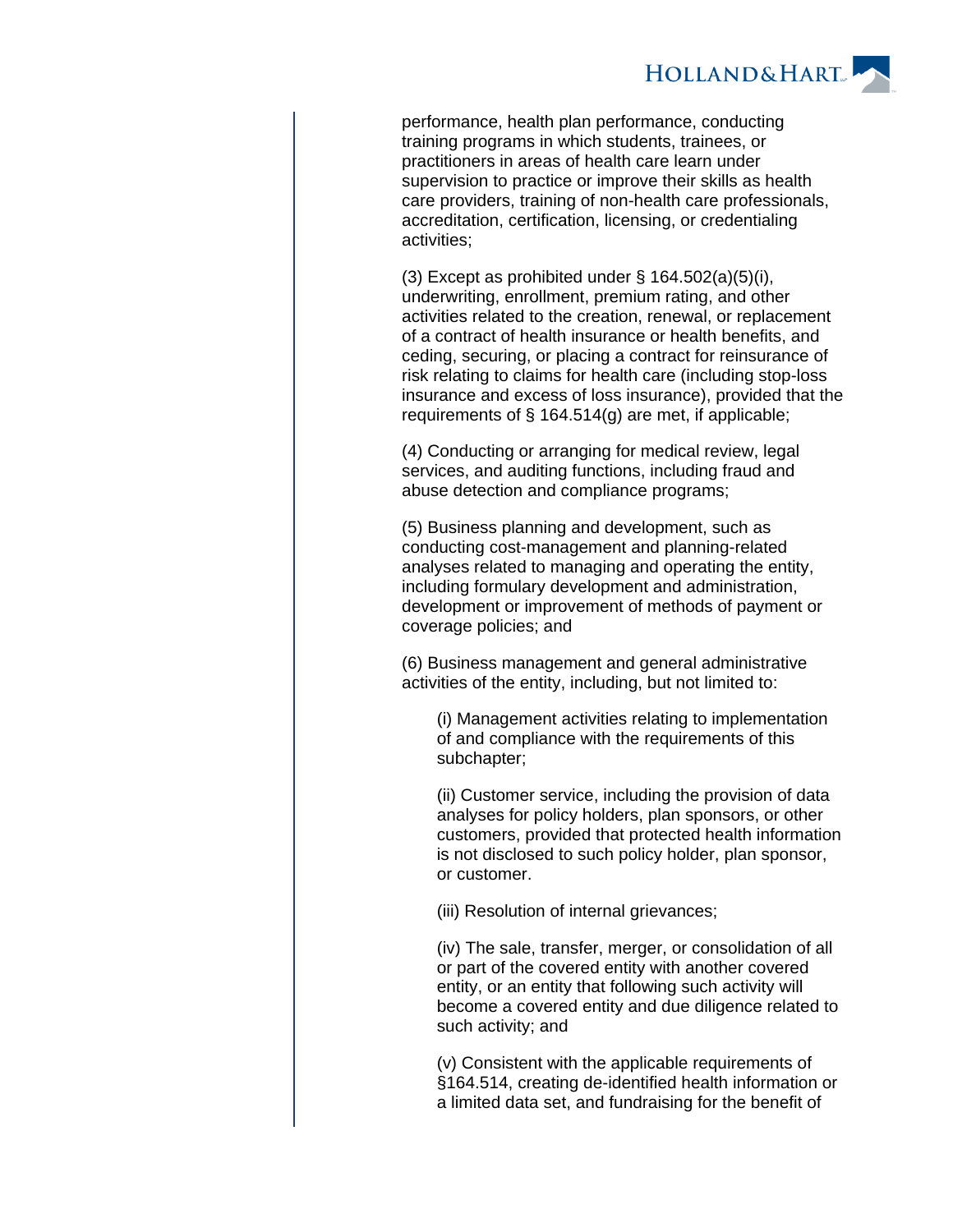performance, health plan performance, conducting training programs in which students, trainees, or practitioners in areas of health care learn under supervision to practice or improve their skills as health care providers, training of non-health care professionals, accreditation, certification, licensing, or credentialing activities;

(3) Except as prohibited under § 164.502(a)(5)(i), underwriting, enrollment, premium rating, and other activities related to the creation, renewal, or replacement of a contract of health insurance or health benefits, and ceding, securing, or placing a contract for reinsurance of risk relating to claims for health care (including stop-loss insurance and excess of loss insurance), provided that the requirements of § 164.514(g) are met, if applicable;

(4) Conducting or arranging for medical review, legal services, and auditing functions, including fraud and abuse detection and compliance programs;

(5) Business planning and development, such as conducting cost-management and planning-related analyses related to managing and operating the entity, including formulary development and administration, development or improvement of methods of payment or coverage policies; and

(6) Business management and general administrative activities of the entity, including, but not limited to:

> (i) Management activities relating to implementation of and compliance with the requirements of this subchapter;
>
> (ii) Customer service, including the provision of data analyses for policy holders, plan sponsors, or other customers, provided that protected health information is not disclosed to such policy holder, plan sponsor, or customer.
>
> (iii) Resolution of internal grievances;
>
> (iv) The sale, transfer, merger, or consolidation of all or part of the covered entity with another covered entity, or an entity that following such activity will become a covered entity and due diligence related to such activity; and
>
> (v) Consistent with the applicable requirements of §164.514, creating de-identified health information or a limited data set, and fundraising for the benefit of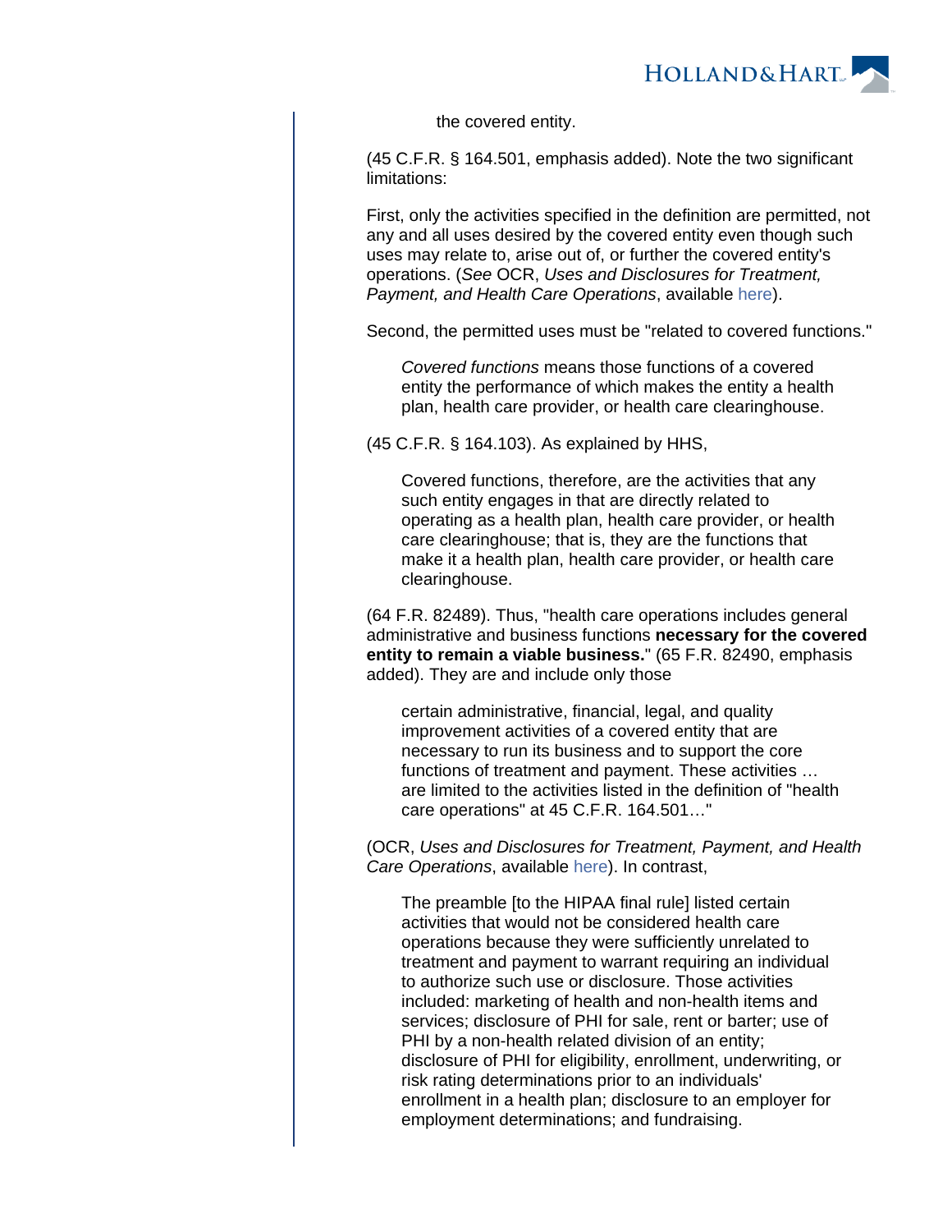> the covered entity.

(45 C.F.R. § 164.501, emphasis added). Note the two significant limitations:

First, only the activities specified in the definition are permitted, not any and all uses desired by the covered entity even though such uses may relate to, arise out of, or further the covered entity's operations. (*See* OCR, *Uses and Disclosures for Treatment, Payment, and Health Care Operations*, available here).

Second, the permitted uses must be "related to covered functions."

> *Covered functions* means those functions of a covered entity the performance of which makes the entity a health plan, health care provider, or health care clearinghouse.

(45 C.F.R. § 164.103). As explained by HHS,

> Covered functions, therefore, are the activities that any such entity engages in that are directly related to operating as a health plan, health care provider, or health care clearinghouse; that is, they are the functions that make it a health plan, health care provider, or health care clearinghouse.

(64 F.R. 82489). Thus, "health care operations includes general administrative and business functions **necessary for the covered entity to remain a viable business.**" (65 F.R. 82490, emphasis added). They are and include only those

> certain administrative, financial, legal, and quality improvement activities of a covered entity that are necessary to run its business and to support the core functions of treatment and payment. These activities … are limited to the activities listed in the definition of "health care operations" at 45 C.F.R. 164.501…"

(OCR, *Uses and Disclosures for Treatment, Payment, and Health Care Operations*, available here). In contrast,

> The preamble [to the HIPAA final rule] listed certain activities that would not be considered health care operations because they were sufficiently unrelated to treatment and payment to warrant requiring an individual to authorize such use or disclosure. Those activities included: marketing of health and non-health items and services; disclosure of PHI for sale, rent or barter; use of PHI by a non-health related division of an entity; disclosure of PHI for eligibility, enrollment, underwriting, or risk rating determinations prior to an individuals' enrollment in a health plan; disclosure to an employer for employment determinations; and fundraising.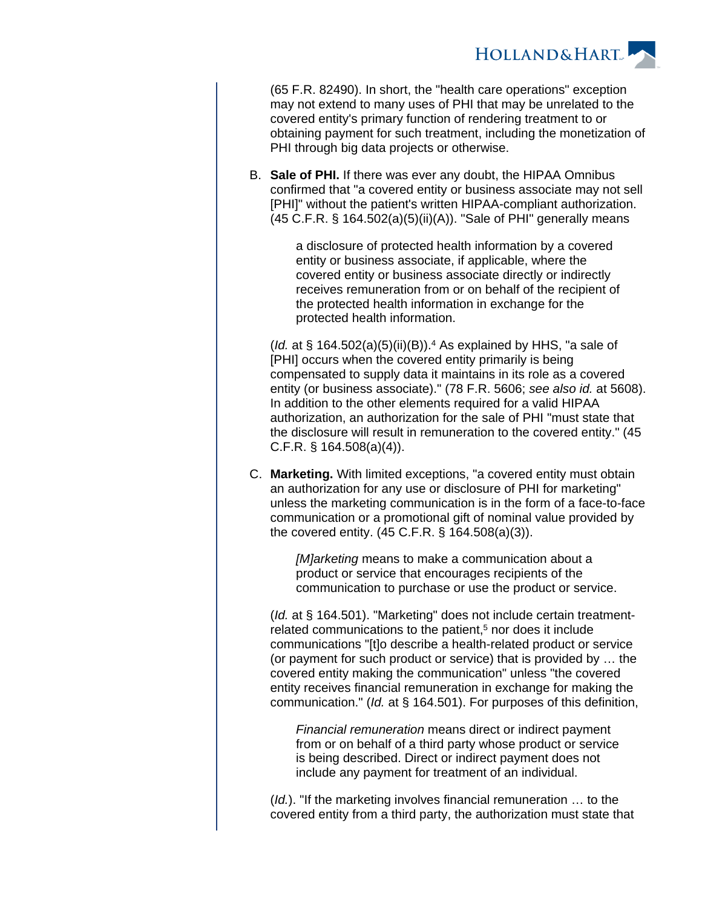(65 F.R. 82490). In short, the "health care operations" exception may not extend to many uses of PHI that may be unrelated to the covered entity's primary function of rendering treatment to or obtaining payment for such treatment, including the monetization of PHI through big data projects or otherwise.

B. **Sale of PHI.** If there was ever any doubt, the HIPAA Omnibus confirmed that "a covered entity or business associate may not sell [PHI]" without the patient's written HIPAA-compliant authorization. (45 C.F.R. § 164.502(a)(5)(ii)(A)). "Sale of PHI" generally means

> a disclosure of protected health information by a covered entity or business associate, if applicable, where the covered entity or business associate directly or indirectly receives remuneration from or on behalf of the recipient of the protected health information in exchange for the protected health information.

(*Id.* at § 164.502(a)(5)(ii)(B)).[4] As explained by HHS, "a sale of [PHI] occurs when the covered entity primarily is being compensated to supply data it maintains in its role as a covered entity (or business associate)." (78 F.R. 5606; *see also id.* at 5608). In addition to the other elements required for a valid HIPAA authorization, an authorization for the sale of PHI "must state that the disclosure will result in remuneration to the covered entity." (45 C.F.R. § 164.508(a)(4)).

C. **Marketing.** With limited exceptions, "a covered entity must obtain an authorization for any use or disclosure of PHI for marketing" unless the marketing communication is in the form of a face-to-face communication or a promotional gift of nominal value provided by the covered entity. (45 C.F.R. § 164.508(a)(3)).

> *[M]arketing* means to make a communication about a product or service that encourages recipients of the communication to purchase or use the product or service.

(*Id.* at § 164.501). "Marketing" does not include certain treatment-related communications to the patient,[5] nor does it include communications "[t]o describe a health-related product or service (or payment for such product or service) that is provided by … the covered entity making the communication" unless "the covered entity receives financial remuneration in exchange for making the communication." (*Id.* at § 164.501). For purposes of this definition,

> *Financial remuneration* means direct or indirect payment from or on behalf of a third party whose product or service is being described. Direct or indirect payment does not include any payment for treatment of an individual.

(*Id.*). "If the marketing involves financial remuneration … to the covered entity from a third party, the authorization must state that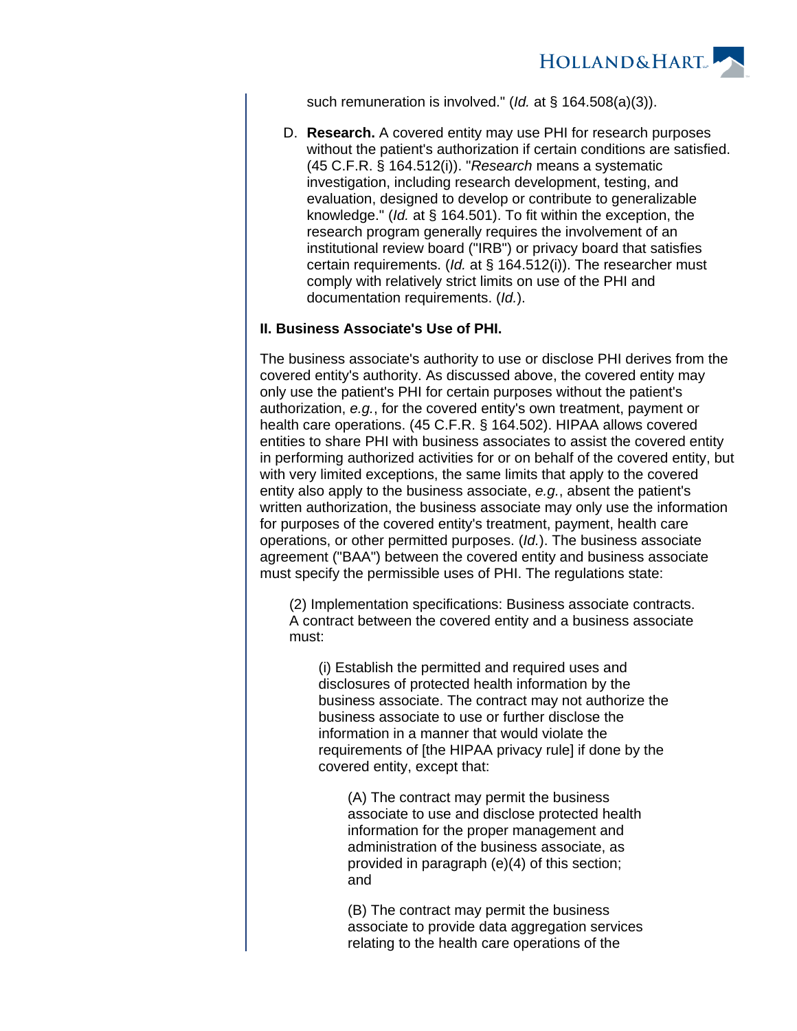such remuneration is involved." (*Id.* at § 164.508(a)(3)).

D. **Research.** A covered entity may use PHI for research purposes without the patient's authorization if certain conditions are satisfied. (45 C.F.R. § 164.512(i)). "*Research* means a systematic investigation, including research development, testing, and evaluation, designed to develop or contribute to generalizable knowledge." (*Id.* at § 164.501). To fit within the exception, the research program generally requires the involvement of an institutional review board ("IRB") or privacy board that satisfies certain requirements. (*Id.* at § 164.512(i)). The researcher must comply with relatively strict limits on use of the PHI and documentation requirements. (*Id.*).

**II. Business Associate's Use of PHI.**

The business associate's authority to use or disclose PHI derives from the covered entity's authority. As discussed above, the covered entity may only use the patient's PHI for certain purposes without the patient's authorization, *e.g.*, for the covered entity's own treatment, payment or health care operations. (45 C.F.R. § 164.502). HIPAA allows covered entities to share PHI with business associates to assist the covered entity in performing authorized activities for or on behalf of the covered entity, but with very limited exceptions, the same limits that apply to the covered entity also apply to the business associate, *e.g.*, absent the patient's written authorization, the business associate may only use the information for purposes of the covered entity's treatment, payment, health care operations, or other permitted purposes. (*Id.*). The business associate agreement ("BAA") between the covered entity and business associate must specify the permissible uses of PHI. The regulations state:

> (2) Implementation specifications: Business associate contracts. A contract between the covered entity and a business associate must:
>
> > (i) Establish the permitted and required uses and disclosures of protected health information by the business associate. The contract may not authorize the business associate to use or further disclose the information in a manner that would violate the requirements of [the HIPAA privacy rule] if done by the covered entity, except that:
> >
> > > (A) The contract may permit the business associate to use and disclose protected health information for the proper management and administration of the business associate, as provided in paragraph (e)(4) of this section; and
> > >
> > > (B) The contract may permit the business associate to provide data aggregation services relating to the health care operations of the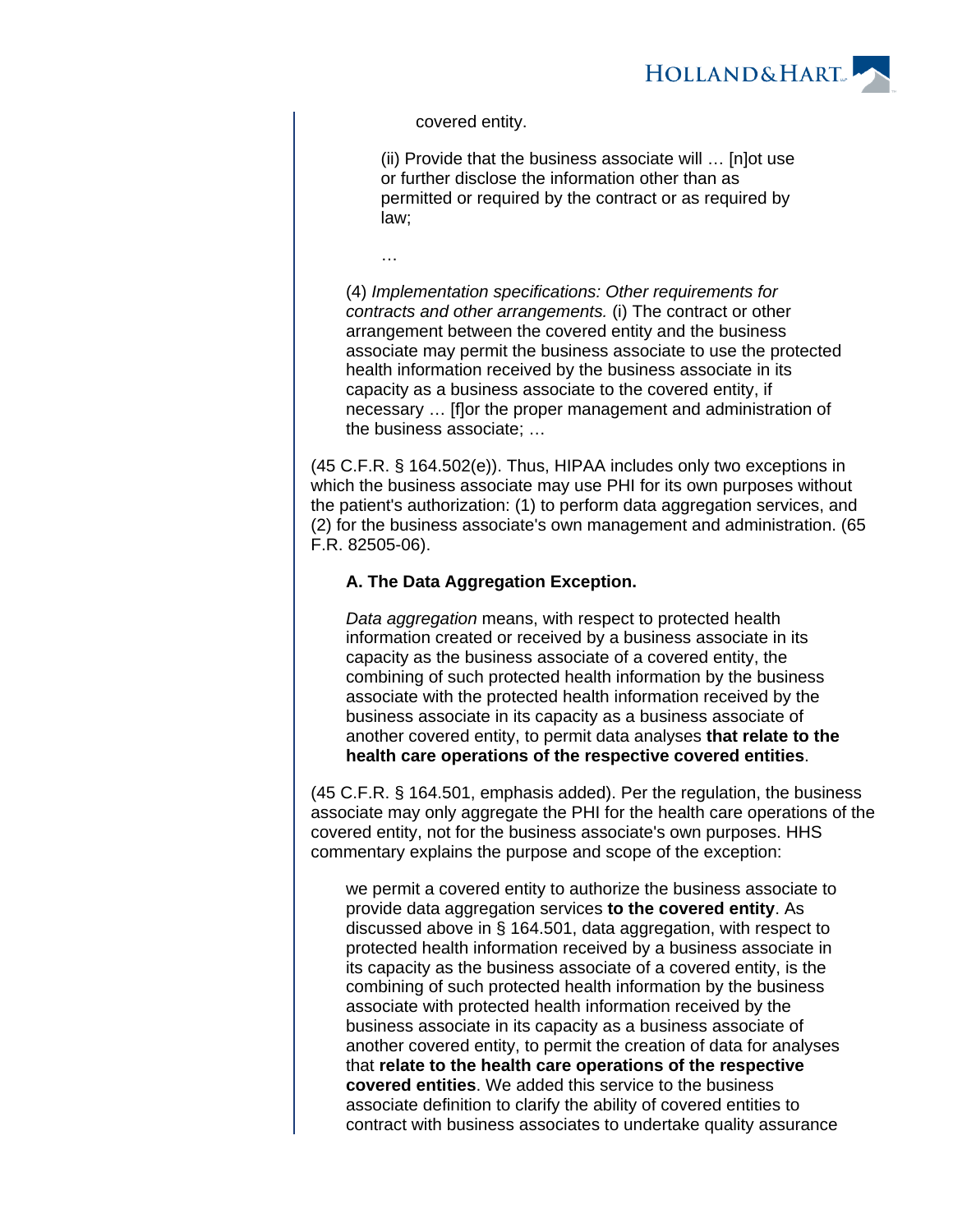> covered entity.
>
> (ii) Provide that the business associate will … [n]ot use or further disclose the information other than as permitted or required by the contract or as required by law;
>
> …
>
> (4) *Implementation specifications: Other requirements for contracts and other arrangements.* (i) The contract or other arrangement between the covered entity and the business associate may permit the business associate to use the protected health information received by the business associate in its capacity as a business associate to the covered entity, if necessary … [f]or the proper management and administration of the business associate; …

(45 C.F.R. § 164.502(e)). Thus, HIPAA includes only two exceptions in which the business associate may use PHI for its own purposes without the patient's authorization: (1) to perform data aggregation services, and (2) for the business associate's own management and administration. (65 F.R. 82505-06).

**A. The Data Aggregation Exception.**

> *Data aggregation* means, with respect to protected health information created or received by a business associate in its capacity as the business associate of a covered entity, the combining of such protected health information by the business associate with the protected health information received by the business associate in its capacity as a business associate of another covered entity, to permit data analyses **that relate to the health care operations of the respective covered entities**.

(45 C.F.R. § 164.501, emphasis added). Per the regulation, the business associate may only aggregate the PHI for the health care operations of the covered entity, not for the business associate's own purposes. HHS commentary explains the purpose and scope of the exception:

> we permit a covered entity to authorize the business associate to provide data aggregation services **to the covered entity**. As discussed above in § 164.501, data aggregation, with respect to protected health information received by a business associate in its capacity as the business associate of a covered entity, is the combining of such protected health information by the business associate with protected health information received by the business associate in its capacity as a business associate of another covered entity, to permit the creation of data for analyses that **relate to the health care operations of the respective covered entities**. We added this service to the business associate definition to clarify the ability of covered entities to contract with business associates to undertake quality assurance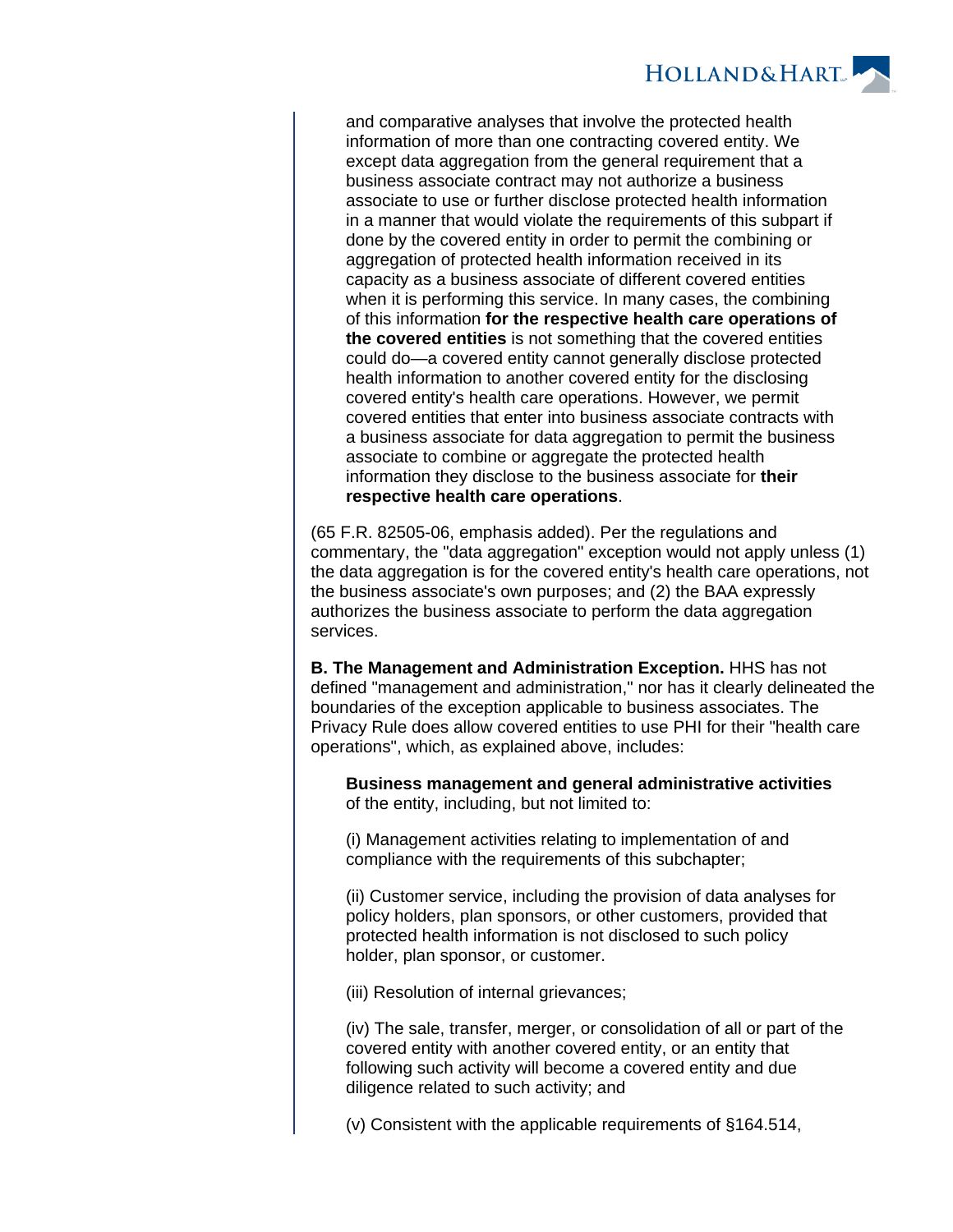> and comparative analyses that involve the protected health information of more than one contracting covered entity. We except data aggregation from the general requirement that a business associate contract may not authorize a business associate to use or further disclose protected health information in a manner that would violate the requirements of this subpart if done by the covered entity in order to permit the combining or aggregation of protected health information received in its capacity as a business associate of different covered entities when it is performing this service. In many cases, the combining of this information **for the respective health care operations of the covered entities** is not something that the covered entities could do—a covered entity cannot generally disclose protected health information to another covered entity for the disclosing covered entity's health care operations. However, we permit covered entities that enter into business associate contracts with a business associate for data aggregation to permit the business associate to combine or aggregate the protected health information they disclose to the business associate for **their respective health care operations**.

(65 F.R. 82505-06, emphasis added). Per the regulations and commentary, the "data aggregation" exception would not apply unless (1) the data aggregation is for the covered entity's health care operations, not the business associate's own purposes; and (2) the BAA expressly authorizes the business associate to perform the data aggregation services.

**B. The Management and Administration Exception.** HHS has not defined "management and administration," nor has it clearly delineated the boundaries of the exception applicable to business associates. The Privacy Rule does allow covered entities to use PHI for their "health care operations", which, as explained above, includes:

> **Business management and general administrative activities** of the entity, including, but not limited to:
>
> (i) Management activities relating to implementation of and compliance with the requirements of this subchapter;
>
> (ii) Customer service, including the provision of data analyses for policy holders, plan sponsors, or other customers, provided that protected health information is not disclosed to such policy holder, plan sponsor, or customer.
>
> (iii) Resolution of internal grievances;
>
> (iv) The sale, transfer, merger, or consolidation of all or part of the covered entity with another covered entity, or an entity that following such activity will become a covered entity and due diligence related to such activity; and
>
> (v) Consistent with the applicable requirements of §164.514,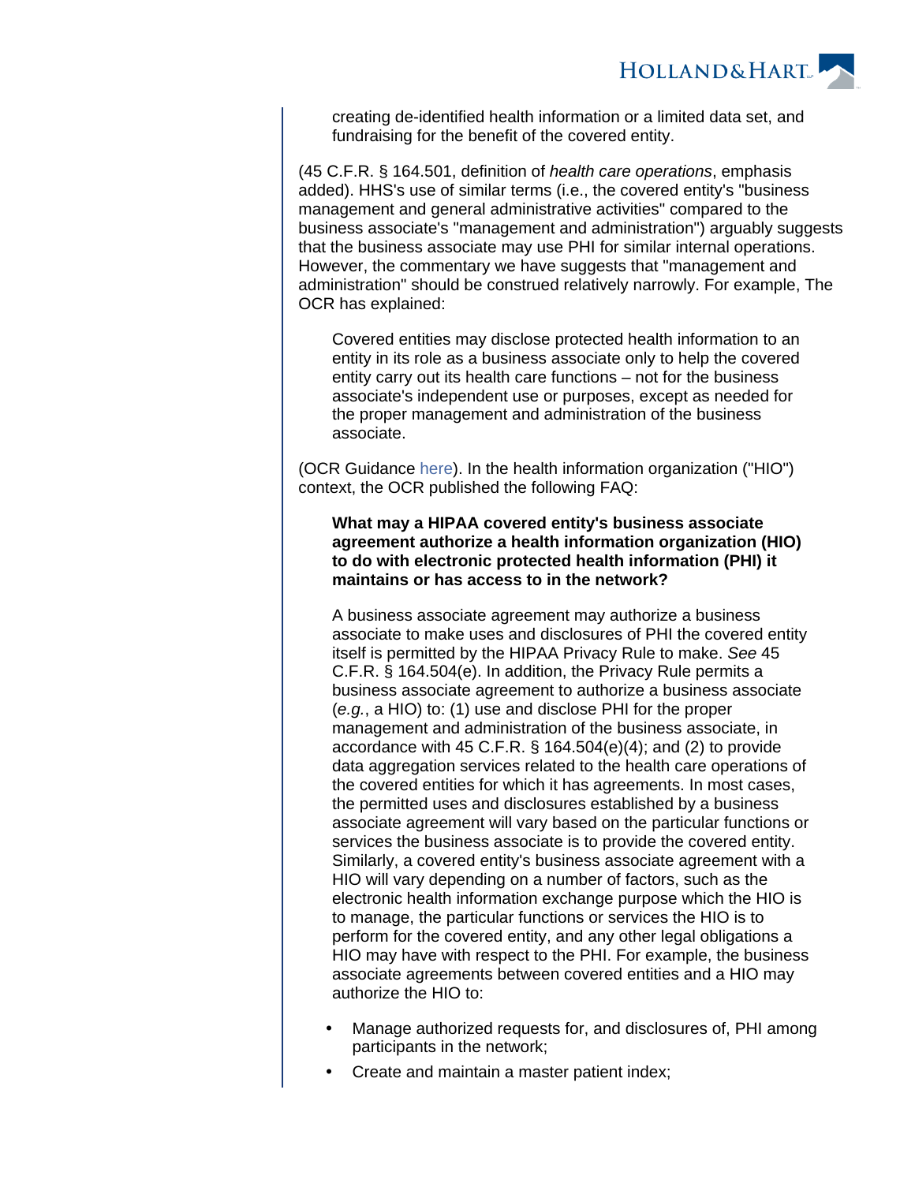creating de-identified health information or a limited data set, and fundraising for the benefit of the covered entity.

(45 C.F.R. § 164.501, definition of *health care operations*, emphasis added). HHS's use of similar terms (i.e., the covered entity's "business management and general administrative activities" compared to the business associate's "management and administration") arguably suggests that the business associate may use PHI for similar internal operations. However, the commentary we have suggests that "management and administration" should be construed relatively narrowly. For example, The OCR has explained:

> Covered entities may disclose protected health information to an entity in its role as a business associate only to help the covered entity carry out its health care functions – not for the business associate's independent use or purposes, except as needed for the proper management and administration of the business associate.

(OCR Guidance here). In the health information organization ("HIO") context, the OCR published the following FAQ:

> **What may a HIPAA covered entity's business associate agreement authorize a health information organization (HIO) to do with electronic protected health information (PHI) it maintains or has access to in the network?**
>
> A business associate agreement may authorize a business associate to make uses and disclosures of PHI the covered entity itself is permitted by the HIPAA Privacy Rule to make. *See* 45 C.F.R. § 164.504(e). In addition, the Privacy Rule permits a business associate agreement to authorize a business associate (*e.g.*, a HIO) to: (1) use and disclose PHI for the proper management and administration of the business associate, in accordance with 45 C.F.R. § 164.504(e)(4); and (2) to provide data aggregation services related to the health care operations of the covered entities for which it has agreements. In most cases, the permitted uses and disclosures established by a business associate agreement will vary based on the particular functions or services the business associate is to provide the covered entity. Similarly, a covered entity's business associate agreement with a HIO will vary depending on a number of factors, such as the electronic health information exchange purpose which the HIO is to manage, the particular functions or services the HIO is to perform for the covered entity, and any other legal obligations a HIO may have with respect to the PHI. For example, the business associate agreements between covered entities and a HIO may authorize the HIO to:
>
> - Manage authorized requests for, and disclosures of, PHI among participants in the network;
> - Create and maintain a master patient index;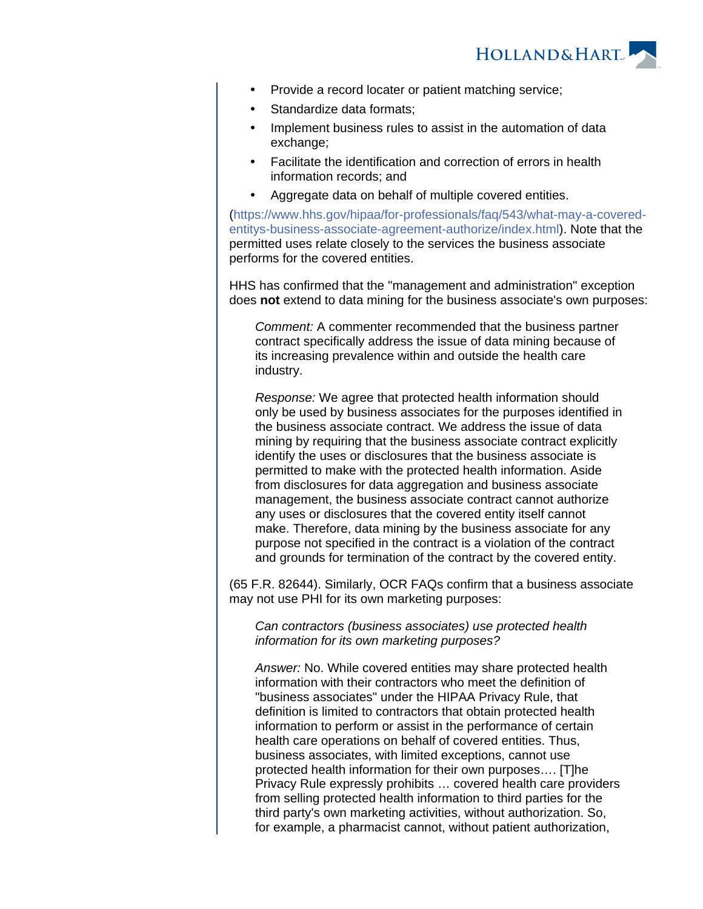- Provide a record locater or patient matching service;
- Standardize data formats;
- Implement business rules to assist in the automation of data exchange;
- Facilitate the identification and correction of errors in health information records; and
- Aggregate data on behalf of multiple covered entities.

(https://www.hhs.gov/hipaa/for-professionals/faq/543/what-may-a-covered-entitys-business-associate-agreement-authorize/index.html). Note that the permitted uses relate closely to the services the business associate performs for the covered entities.

HHS has confirmed that the "management and administration" exception does **not** extend to data mining for the business associate's own purposes:

> *Comment:* A commenter recommended that the business partner contract specifically address the issue of data mining because of its increasing prevalence within and outside the health care industry.
>
> *Response:* We agree that protected health information should only be used by business associates for the purposes identified in the business associate contract. We address the issue of data mining by requiring that the business associate contract explicitly identify the uses or disclosures that the business associate is permitted to make with the protected health information. Aside from disclosures for data aggregation and business associate management, the business associate contract cannot authorize any uses or disclosures that the covered entity itself cannot make. Therefore, data mining by the business associate for any purpose not specified in the contract is a violation of the contract and grounds for termination of the contract by the covered entity.

(65 F.R. 82644). Similarly, OCR FAQs confirm that a business associate may not use PHI for its own marketing purposes:

> *Can contractors (business associates) use protected health information for its own marketing purposes?*
>
> *Answer:* No. While covered entities may share protected health information with their contractors who meet the definition of "business associates" under the HIPAA Privacy Rule, that definition is limited to contractors that obtain protected health information to perform or assist in the performance of certain health care operations on behalf of covered entities. Thus, business associates, with limited exceptions, cannot use protected health information for their own purposes…. [T]he Privacy Rule expressly prohibits … covered health care providers from selling protected health information to third parties for the third party's own marketing activities, without authorization. So, for example, a pharmacist cannot, without patient authorization,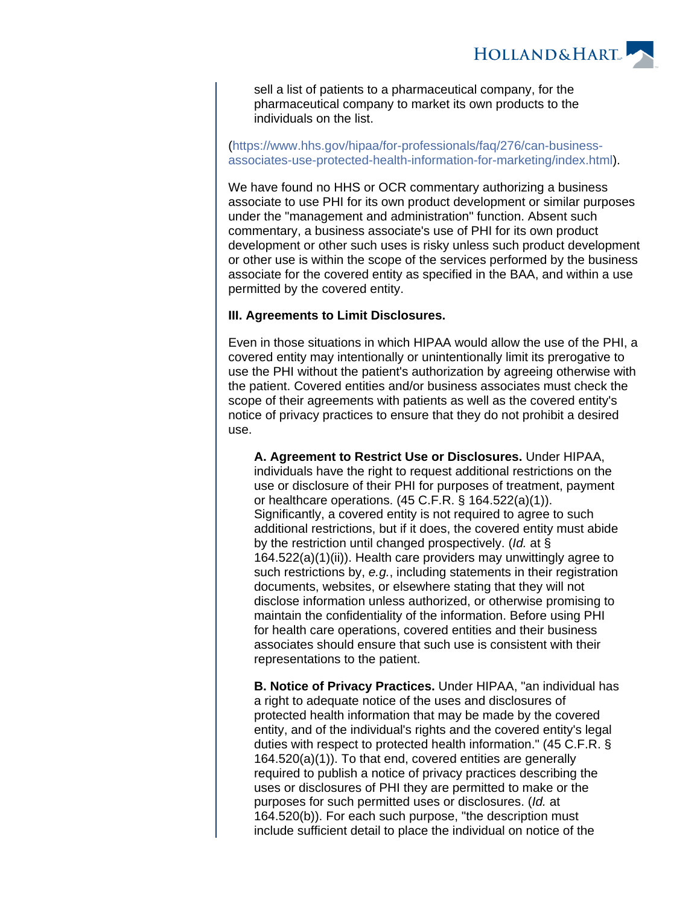sell a list of patients to a pharmaceutical company, for the pharmaceutical company to market its own products to the individuals on the list.

(https://www.hhs.gov/hipaa/for-professionals/faq/276/can-business-associates-use-protected-health-information-for-marketing/index.html).

We have found no HHS or OCR commentary authorizing a business associate to use PHI for its own product development or similar purposes under the "management and administration" function. Absent such commentary, a business associate's use of PHI for its own product development or other such uses is risky unless such product development or other use is within the scope of the services performed by the business associate for the covered entity as specified in the BAA, and within a use permitted by the covered entity.

**III. Agreements to Limit Disclosures.**

Even in those situations in which HIPAA would allow the use of the PHI, a covered entity may intentionally or unintentionally limit its prerogative to use the PHI without the patient's authorization by agreeing otherwise with the patient. Covered entities and/or business associates must check the scope of their agreements with patients as well as the covered entity's notice of privacy practices to ensure that they do not prohibit a desired use.

**A. Agreement to Restrict Use or Disclosures.** Under HIPAA, individuals have the right to request additional restrictions on the use or disclosure of their PHI for purposes of treatment, payment or healthcare operations. (45 C.F.R. § 164.522(a)(1)). Significantly, a covered entity is not required to agree to such additional restrictions, but if it does, the covered entity must abide by the restriction until changed prospectively. (*Id.* at § 164.522(a)(1)(ii)). Health care providers may unwittingly agree to such restrictions by, *e.g.*, including statements in their registration documents, websites, or elsewhere stating that they will not disclose information unless authorized, or otherwise promising to maintain the confidentiality of the information. Before using PHI for health care operations, covered entities and their business associates should ensure that such use is consistent with their representations to the patient.

**B. Notice of Privacy Practices.** Under HIPAA, "an individual has a right to adequate notice of the uses and disclosures of protected health information that may be made by the covered entity, and of the individual's rights and the covered entity's legal duties with respect to protected health information." (45 C.F.R. § 164.520(a)(1)). To that end, covered entities are generally required to publish a notice of privacy practices describing the uses or disclosures of PHI they are permitted to make or the purposes for such permitted uses or disclosures. (*Id.* at 164.520(b)). For each such purpose, "the description must include sufficient detail to place the individual on notice of the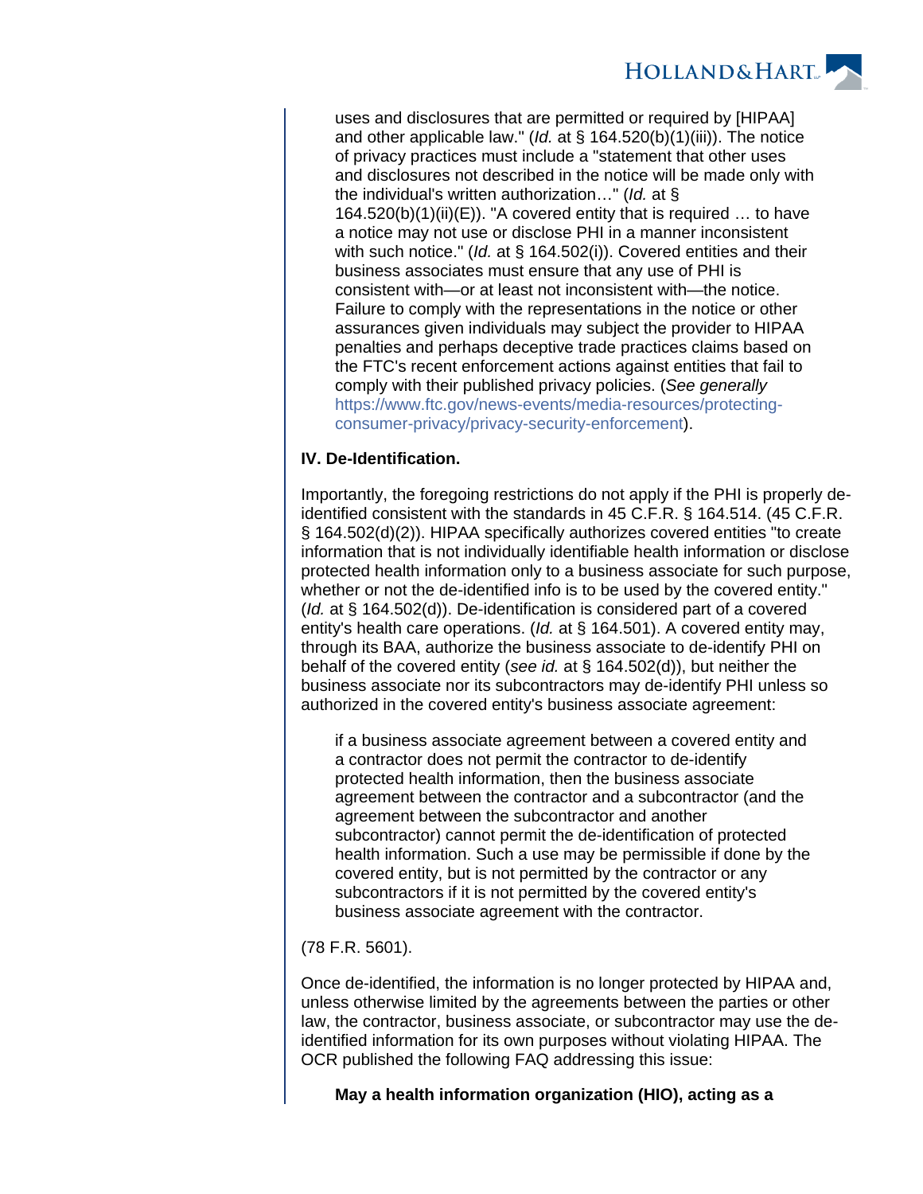> uses and disclosures that are permitted or required by [HIPAA] and other applicable law." (*Id.* at § 164.520(b)(1)(iii)). The notice of privacy practices must include a "statement that other uses and disclosures not described in the notice will be made only with the individual's written authorization…" (*Id.* at § 164.520(b)(1)(ii)(E)). "A covered entity that is required … to have a notice may not use or disclose PHI in a manner inconsistent with such notice." (*Id.* at § 164.502(i)). Covered entities and their business associates must ensure that any use of PHI is consistent with—or at least not inconsistent with—the notice. Failure to comply with the representations in the notice or other assurances given individuals may subject the provider to HIPAA penalties and perhaps deceptive trade practices claims based on the FTC's recent enforcement actions against entities that fail to comply with their published privacy policies. (*See generally* https://www.ftc.gov/news-events/media-resources/protecting-consumer-privacy/privacy-security-enforcement).

**IV. De-Identification.**

Importantly, the foregoing restrictions do not apply if the PHI is properly de-identified consistent with the standards in 45 C.F.R. § 164.514. (45 C.F.R. § 164.502(d)(2)). HIPAA specifically authorizes covered entities "to create information that is not individually identifiable health information or disclose protected health information only to a business associate for such purpose, whether or not the de-identified info is to be used by the covered entity." (*Id.* at § 164.502(d)). De-identification is considered part of a covered entity's health care operations. (*Id.* at § 164.501). A covered entity may, through its BAA, authorize the business associate to de-identify PHI on behalf of the covered entity (*see id.* at § 164.502(d)), but neither the business associate nor its subcontractors may de-identify PHI unless so authorized in the covered entity's business associate agreement:

> if a business associate agreement between a covered entity and a contractor does not permit the contractor to de-identify protected health information, then the business associate agreement between the contractor and a subcontractor (and the agreement between the subcontractor and another subcontractor) cannot permit the de-identification of protected health information. Such a use may be permissible if done by the covered entity, but is not permitted by the contractor or any subcontractors if it is not permitted by the covered entity's business associate agreement with the contractor.

(78 F.R. 5601).

Once de-identified, the information is no longer protected by HIPAA and, unless otherwise limited by the agreements between the parties or other law, the contractor, business associate, or subcontractor may use the de-identified information for its own purposes without violating HIPAA. The OCR published the following FAQ addressing this issue:

> **May a health information organization (HIO), acting as a**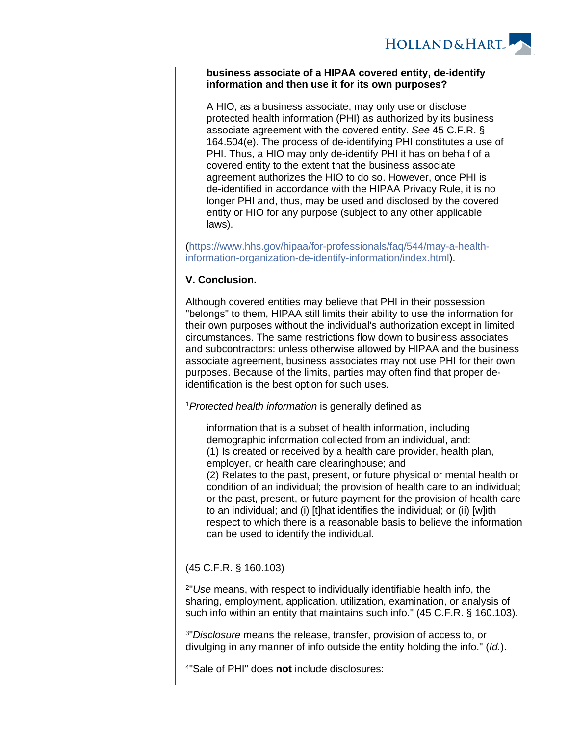> **business associate of a HIPAA covered entity, de-identify information and then use it for its own purposes?**
>
> A HIO, as a business associate, may only use or disclose protected health information (PHI) as authorized by its business associate agreement with the covered entity. *See* 45 C.F.R. § 164.504(e). The process of de-identifying PHI constitutes a use of PHI. Thus, a HIO may only de-identify PHI it has on behalf of a covered entity to the extent that the business associate agreement authorizes the HIO to do so. However, once PHI is de-identified in accordance with the HIPAA Privacy Rule, it is no longer PHI and, thus, may be used and disclosed by the covered entity or HIO for any purpose (subject to any other applicable laws).

(https://www.hhs.gov/hipaa/for-professionals/faq/544/may-a-health-information-organization-de-identify-information/index.html).

**V. Conclusion.**

Although covered entities may believe that PHI in their possession "belongs" to them, HIPAA still limits their ability to use the information for their own purposes without the individual's authorization except in limited circumstances. The same restrictions flow down to business associates and subcontractors: unless otherwise allowed by HIPAA and the business associate agreement, business associates may not use PHI for their own purposes. Because of the limits, parties may often find that proper de-identification is the best option for such uses.

[1]*Protected health information* is generally defined as

> information that is a subset of health information, including demographic information collected from an individual, and:
> (1) Is created or received by a health care provider, health plan, employer, or health care clearinghouse; and
> (2) Relates to the past, present, or future physical or mental health or condition of an individual; the provision of health care to an individual; or the past, present, or future payment for the provision of health care to an individual; and (i) [t]hat identifies the individual; or (ii) [w]ith respect to which there is a reasonable basis to believe the information can be used to identify the individual.

(45 C.F.R. § 160.103)

[2]"*Use* means, with respect to individually identifiable health info, the sharing, employment, application, utilization, examination, or analysis of such info within an entity that maintains such info." (45 C.F.R. § 160.103).

[3]"*Disclosure* means the release, transfer, provision of access to, or divulging in any manner of info outside the entity holding the info." (*Id.*).

[4]"Sale of PHI" does **not** include disclosures: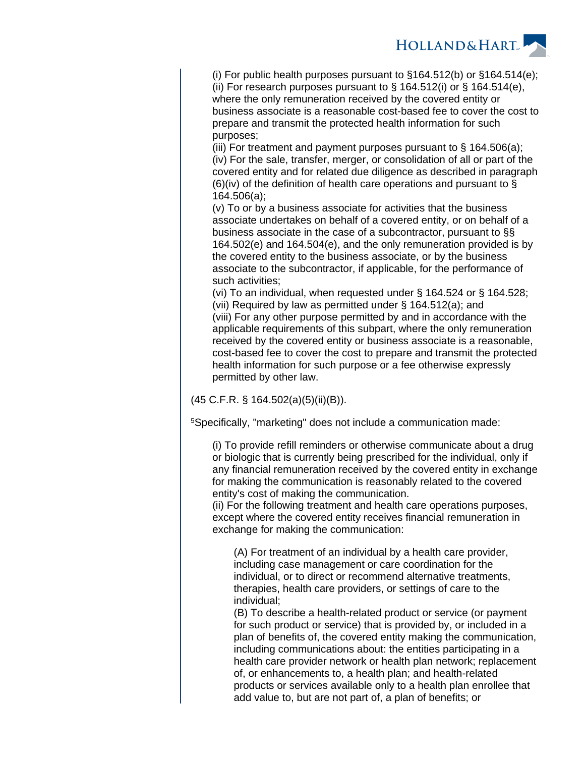> (i) For public health purposes pursuant to §164.512(b) or §164.514(e);
> (ii) For research purposes pursuant to § 164.512(i) or § 164.514(e), where the only remuneration received by the covered entity or business associate is a reasonable cost-based fee to cover the cost to prepare and transmit the protected health information for such purposes;
> (iii) For treatment and payment purposes pursuant to § 164.506(a);
> (iv) For the sale, transfer, merger, or consolidation of all or part of the covered entity and for related due diligence as described in paragraph (6)(iv) of the definition of health care operations and pursuant to § 164.506(a);
> (v) To or by a business associate for activities that the business associate undertakes on behalf of a covered entity, or on behalf of a business associate in the case of a subcontractor, pursuant to §§ 164.502(e) and 164.504(e), and the only remuneration provided is by the covered entity to the business associate, or by the business associate to the subcontractor, if applicable, for the performance of such activities;
> (vi) To an individual, when requested under § 164.524 or § 164.528;
> (vii) Required by law as permitted under § 164.512(a); and
> (viii) For any other purpose permitted by and in accordance with the applicable requirements of this subpart, where the only remuneration received by the covered entity or business associate is a reasonable, cost-based fee to cover the cost to prepare and transmit the protected health information for such purpose or a fee otherwise expressly permitted by other law.

(45 C.F.R. § 164.502(a)(5)(ii)(B)).

[5]Specifically, "marketing" does not include a communication made:

> (i) To provide refill reminders or otherwise communicate about a drug or biologic that is currently being prescribed for the individual, only if any financial remuneration received by the covered entity in exchange for making the communication is reasonably related to the covered entity's cost of making the communication.
> (ii) For the following treatment and health care operations purposes, except where the covered entity receives financial remuneration in exchange for making the communication:
>
> > (A) For treatment of an individual by a health care provider, including case management or care coordination for the individual, or to direct or recommend alternative treatments, therapies, health care providers, or settings of care to the individual;
> > (B) To describe a health-related product or service (or payment for such product or service) that is provided by, or included in a plan of benefits of, the covered entity making the communication, including communications about: the entities participating in a health care provider network or health plan network; replacement of, or enhancements to, a health plan; and health-related products or services available only to a health plan enrollee that add value to, but are not part of, a plan of benefits; or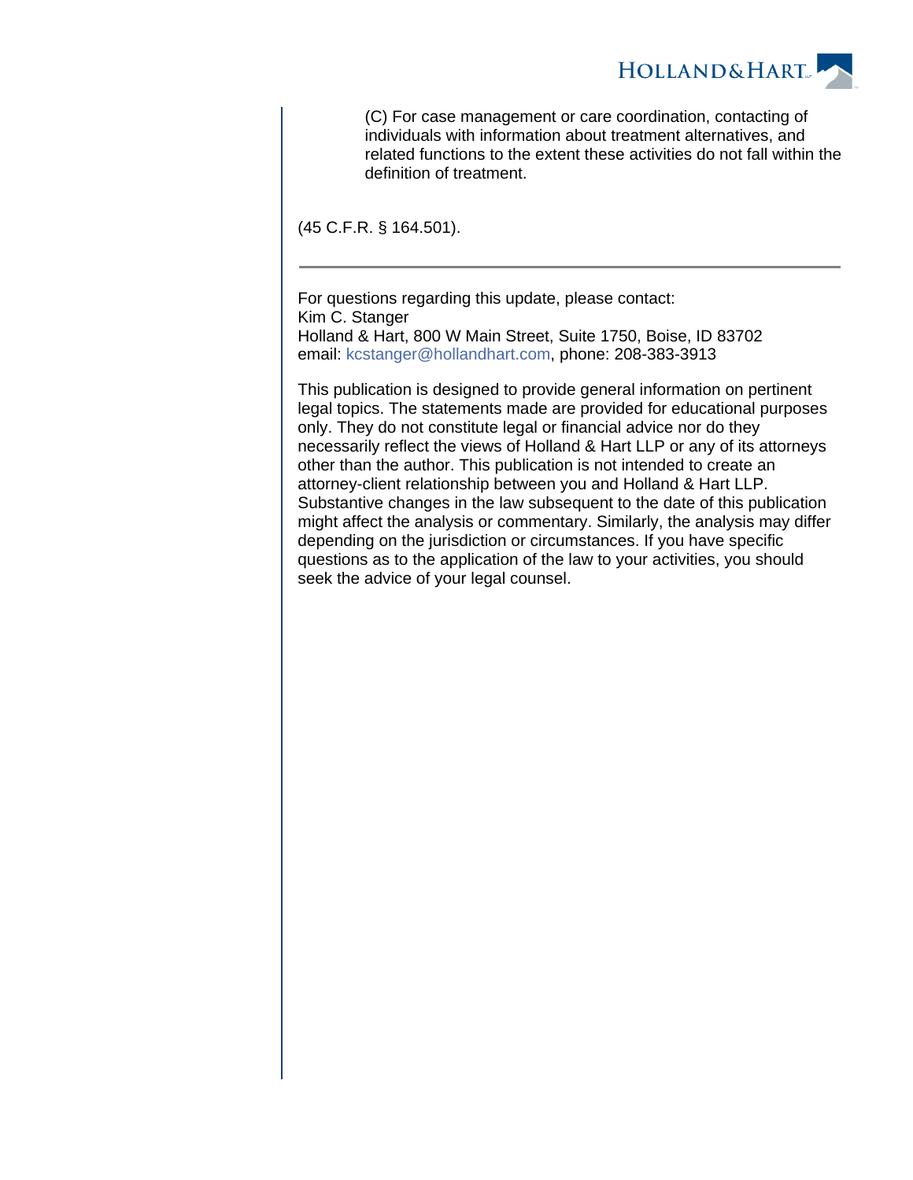(C) For case management or care coordination, contacting of individuals with information about treatment alternatives, and related functions to the extent these activities do not fall within the definition of treatment.

(45 C.F.R. § 164.501).

---

For questions regarding this update, please contact:
Kim C. Stanger
Holland & Hart, 800 W Main Street, Suite 1750, Boise, ID 83702
email: kcstanger@hollandhart.com, phone: 208-383-3913

This publication is designed to provide general information on pertinent legal topics. The statements made are provided for educational purposes only. They do not constitute legal or financial advice nor do they necessarily reflect the views of Holland & Hart LLP or any of its attorneys other than the author. This publication is not intended to create an attorney-client relationship between you and Holland & Hart LLP. Substantive changes in the law subsequent to the date of this publication might affect the analysis or commentary. Similarly, the analysis may differ depending on the jurisdiction or circumstances. If you have specific questions as to the application of the law to your activities, you should seek the advice of your legal counsel.